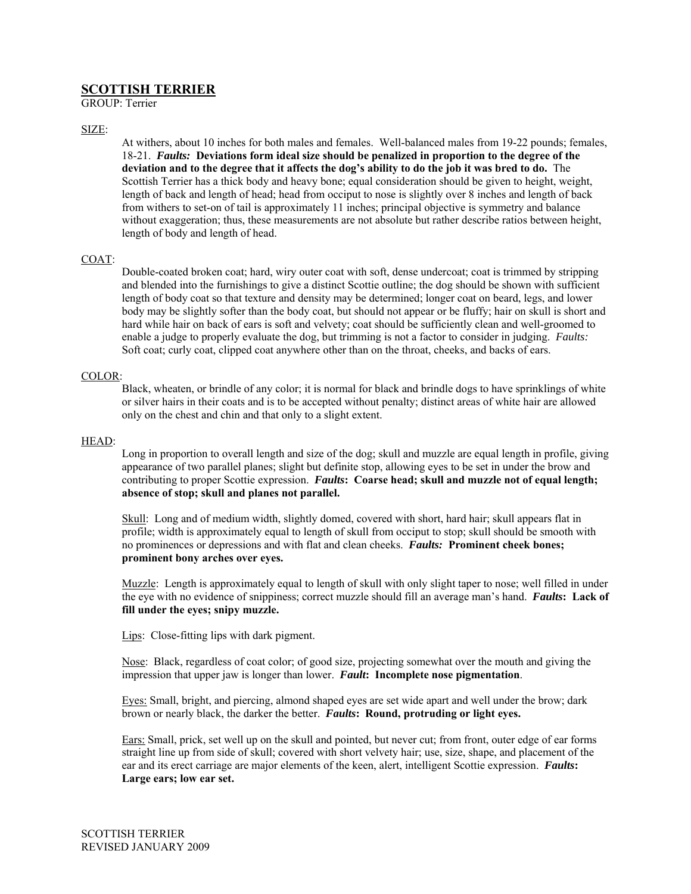# SCOTTISH TERRIER

GROUP: Terrier

SIZE:

At withers, about 10 inches for both males and females. Well-balanced males from 19-22 pounds; females, 18-21. ***Faults:*** **Deviations form ideal size should be penalized in proportion to the degree of the deviation and to the degree that it affects the dog's ability to do the job it was bred to do.** The Scottish Terrier has a thick body and heavy bone; equal consideration should be given to height, weight, length of back and length of head; head from occiput to nose is slightly over 8 inches and length of back from withers to set-on of tail is approximately 11 inches; principal objective is symmetry and balance without exaggeration; thus, these measurements are not absolute but rather describe ratios between height, length of body and length of head.

COAT:

Double-coated broken coat; hard, wiry outer coat with soft, dense undercoat; coat is trimmed by stripping and blended into the furnishings to give a distinct Scottie outline; the dog should be shown with sufficient length of body coat so that texture and density may be determined; longer coat on beard, legs, and lower body may be slightly softer than the body coat, but should not appear or be fluffy; hair on skull is short and hard while hair on back of ears is soft and velvety; coat should be sufficiently clean and well-groomed to enable a judge to properly evaluate the dog, but trimming is not a factor to consider in judging. *Faults:* Soft coat; curly coat, clipped coat anywhere other than on the throat, cheeks, and backs of ears.

COLOR:

Black, wheaten, or brindle of any color; it is normal for black and brindle dogs to have sprinklings of white or silver hairs in their coats and is to be accepted without penalty; distinct areas of white hair are allowed only on the chest and chin and that only to a slight extent.

HEAD:

Long in proportion to overall length and size of the dog; skull and muzzle are equal length in profile, giving appearance of two parallel planes; slight but definite stop, allowing eyes to be set in under the brow and contributing to proper Scottie expression. ***Faults*****: Coarse head; skull and muzzle not of equal length; absence of stop; skull and planes not parallel.**

Skull: Long and of medium width, slightly domed, covered with short, hard hair; skull appears flat in profile; width is approximately equal to length of skull from occiput to stop; skull should be smooth with no prominences or depressions and with flat and clean cheeks. ***Faults:*** **Prominent cheek bones; prominent bony arches over eyes.**

Muzzle: Length is approximately equal to length of skull with only slight taper to nose; well filled in under the eye with no evidence of snippiness; correct muzzle should fill an average man's hand. ***Faults*****: Lack of fill under the eyes; snipy muzzle.**

Lips: Close-fitting lips with dark pigment.

Nose: Black, regardless of coat color; of good size, projecting somewhat over the mouth and giving the impression that upper jaw is longer than lower. ***Fault*****: Incomplete nose pigmentation**.

Eyes: Small, bright, and piercing, almond shaped eyes are set wide apart and well under the brow; dark brown or nearly black, the darker the better. ***Faults*****: Round, protruding or light eyes.**

Ears: Small, prick, set well up on the skull and pointed, but never cut; from front, outer edge of ear forms straight line up from side of skull; covered with short velvety hair; use, size, shape, and placement of the ear and its erect carriage are major elements of the keen, alert, intelligent Scottie expression. ***Faults*****: Large ears; low ear set.**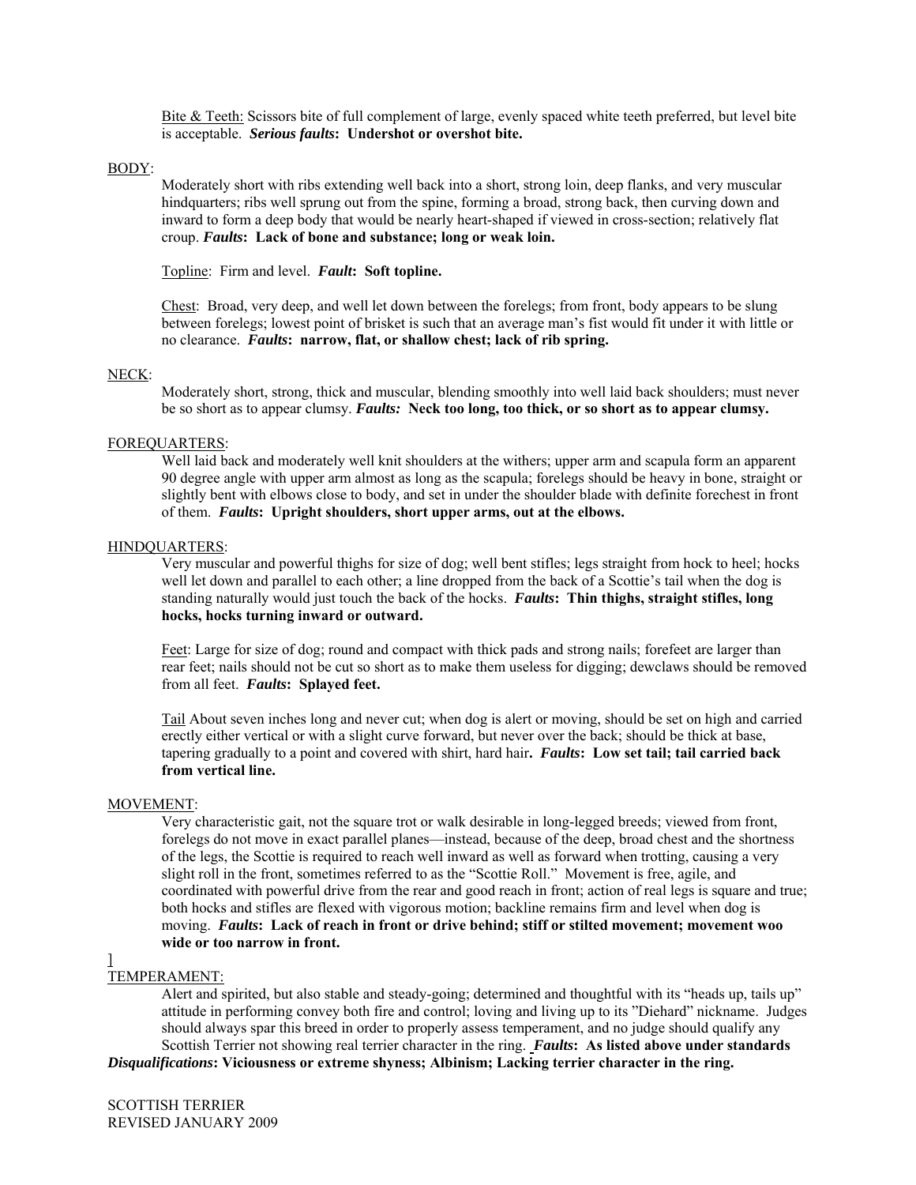Bite & Teeth: Scissors bite of full complement of large, evenly spaced white teeth preferred, but level bite is acceptable. ***Serious faults*: Undershot or overshot bite.**

BODY:

Moderately short with ribs extending well back into a short, strong loin, deep flanks, and very muscular hindquarters; ribs well sprung out from the spine, forming a broad, strong back, then curving down and inward to form a deep body that would be nearly heart-shaped if viewed in cross-section; relatively flat croup. ***Faults*: Lack of bone and substance; long or weak loin.**

Topline: Firm and level. ***Fault*: Soft topline.**

Chest: Broad, very deep, and well let down between the forelegs; from front, body appears to be slung between forelegs; lowest point of brisket is such that an average man's fist would fit under it with little or no clearance. ***Faults*: narrow, flat, or shallow chest; lack of rib spring.**

NECK:

Moderately short, strong, thick and muscular, blending smoothly into well laid back shoulders; must never be so short as to appear clumsy. ***Faults:* Neck too long, too thick, or so short as to appear clumsy.**

FOREQUARTERS:

Well laid back and moderately well knit shoulders at the withers; upper arm and scapula form an apparent 90 degree angle with upper arm almost as long as the scapula; forelegs should be heavy in bone, straight or slightly bent with elbows close to body, and set in under the shoulder blade with definite forechest in front of them. ***Faults*: Upright shoulders, short upper arms, out at the elbows.**

HINDQUARTERS:

Very muscular and powerful thighs for size of dog; well bent stifles; legs straight from hock to heel; hocks well let down and parallel to each other; a line dropped from the back of a Scottie's tail when the dog is standing naturally would just touch the back of the hocks. ***Faults*: Thin thighs, straight stifles, long hocks, hocks turning inward or outward.**

Feet: Large for size of dog; round and compact with thick pads and strong nails; forefeet are larger than rear feet; nails should not be cut so short as to make them useless for digging; dewclaws should be removed from all feet. ***Faults*: Splayed feet.**

Tail About seven inches long and never cut; when dog is alert or moving, should be set on high and carried erectly either vertical or with a slight curve forward, but never over the back; should be thick at base, tapering gradually to a point and covered with shirt, hard hair**.** ***Faults*: Low set tail; tail carried back from vertical line.**

MOVEMENT:

Very characteristic gait, not the square trot or walk desirable in long-legged breeds; viewed from front, forelegs do not move in exact parallel planes—instead, because of the deep, broad chest and the shortness of the legs, the Scottie is required to reach well inward as well as forward when trotting, causing a very slight roll in the front, sometimes referred to as the "Scottie Roll." Movement is free, agile, and coordinated with powerful drive from the rear and good reach in front; action of real legs is square and true; both hocks and stifles are flexed with vigorous motion; backline remains firm and level when dog is moving. ***Faults*: Lack of reach in front or drive behind; stiff or stilted movement; movement woo wide or too narrow in front.**

]

TEMPERAMENT:

Alert and spirited, but also stable and steady-going; determined and thoughtful with its "heads up, tails up" attitude in performing convey both fire and control; loving and living up to its "Diehard" nickname. Judges should always spar this breed in order to properly assess temperament, and no judge should qualify any Scottish Terrier not showing real terrier character in the ring. ***Faults*: As listed above under standards**

***Disqualifications*: Viciousness or extreme shyness; Albinism; Lacking terrier character in the ring.**

SCOTTISH TERRIER
REVISED JANUARY 2009